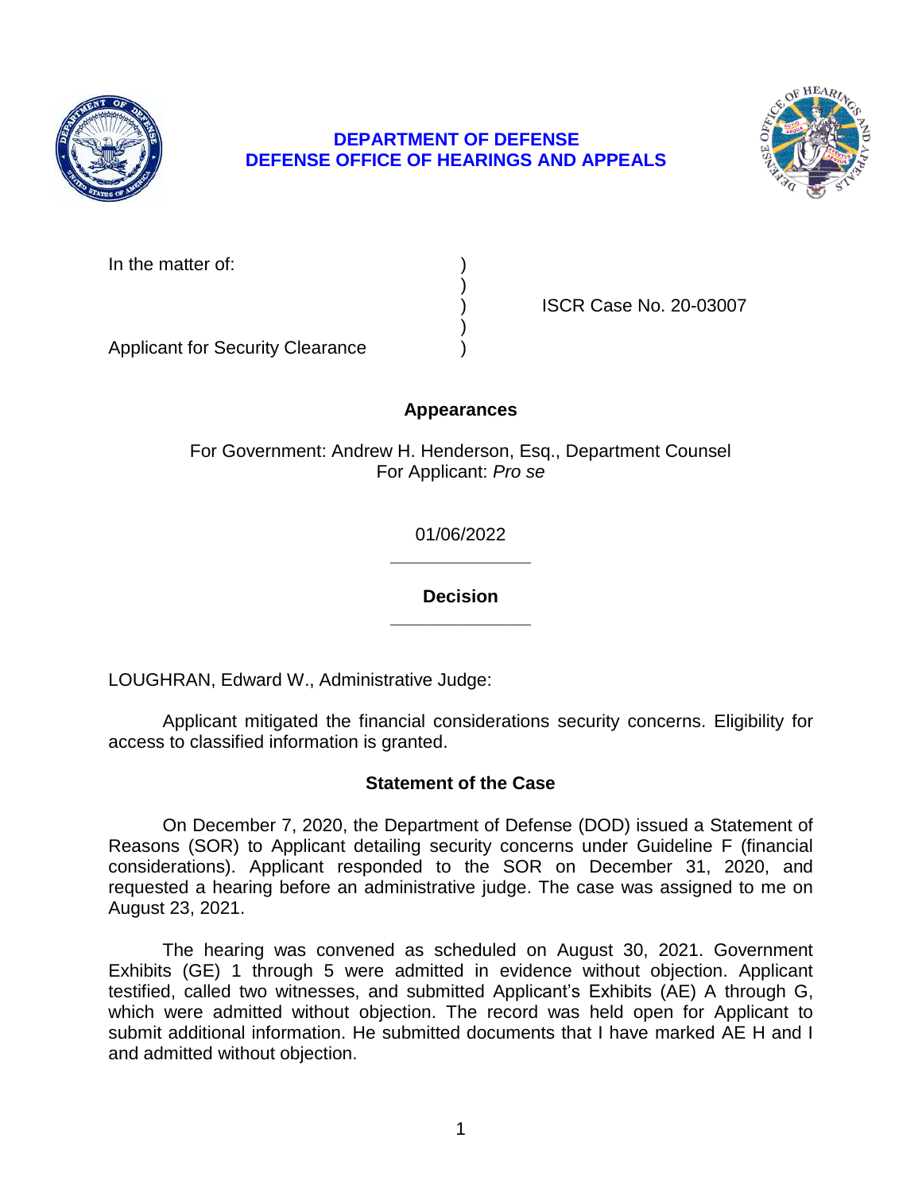**DEPARTMENT OF DEFENSE**
**DEFENSE OFFICE OF HEARINGS AND APPEALS**

In the matter of: )
)
) ISCR Case No. 20-03007
)
Applicant for Security Clearance )

**Appearances**

For Government: Andrew H. Henderson, Esq., Department Counsel
For Applicant: *Pro se*

01/06/2022

______________

**Decision**

______________

LOUGHRAN, Edward W., Administrative Judge:

Applicant mitigated the financial considerations security concerns. Eligibility for access to classified information is granted.

## Statement of the Case

On December 7, 2020, the Department of Defense (DOD) issued a Statement of Reasons (SOR) to Applicant detailing security concerns under Guideline F (financial considerations). Applicant responded to the SOR on December 31, 2020, and requested a hearing before an administrative judge. The case was assigned to me on August 23, 2021.

The hearing was convened as scheduled on August 30, 2021. Government Exhibits (GE) 1 through 5 were admitted in evidence without objection. Applicant testified, called two witnesses, and submitted Applicant's Exhibits (AE) A through G, which were admitted without objection. The record was held open for Applicant to submit additional information. He submitted documents that I have marked AE H and I and admitted without objection.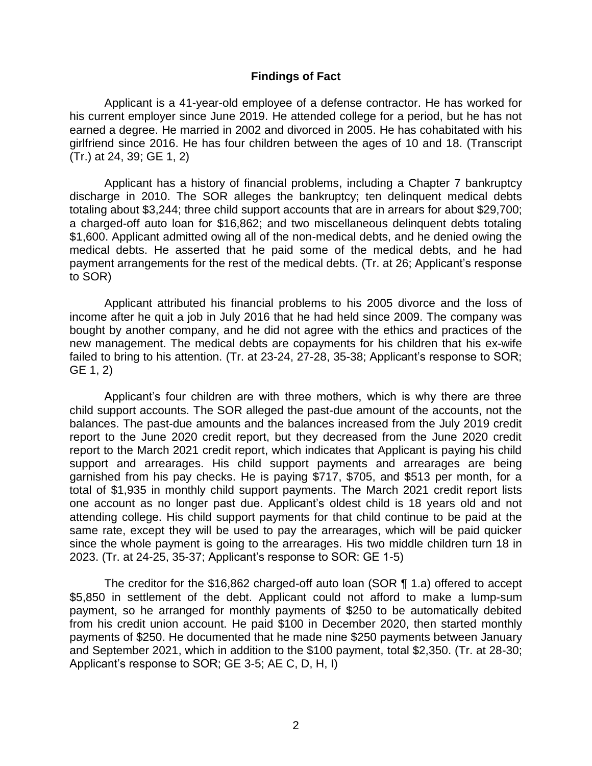## Findings of Fact

Applicant is a 41-year-old employee of a defense contractor. He has worked for his current employer since June 2019. He attended college for a period, but he has not earned a degree. He married in 2002 and divorced in 2005. He has cohabitated with his girlfriend since 2016. He has four children between the ages of 10 and 18. (Transcript (Tr.) at 24, 39; GE 1, 2)

Applicant has a history of financial problems, including a Chapter 7 bankruptcy discharge in 2010. The SOR alleges the bankruptcy; ten delinquent medical debts totaling about $3,244; three child support accounts that are in arrears for about $29,700; a charged-off auto loan for $16,862; and two miscellaneous delinquent debts totaling $1,600. Applicant admitted owing all of the non-medical debts, and he denied owing the medical debts. He asserted that he paid some of the medical debts, and he had payment arrangements for the rest of the medical debts. (Tr. at 26; Applicant's response to SOR)

Applicant attributed his financial problems to his 2005 divorce and the loss of income after he quit a job in July 2016 that he had held since 2009. The company was bought by another company, and he did not agree with the ethics and practices of the new management. The medical debts are copayments for his children that his ex-wife failed to bring to his attention. (Tr. at 23-24, 27-28, 35-38; Applicant's response to SOR; GE 1, 2)

Applicant's four children are with three mothers, which is why there are three child support accounts. The SOR alleged the past-due amount of the accounts, not the balances. The past-due amounts and the balances increased from the July 2019 credit report to the June 2020 credit report, but they decreased from the June 2020 credit report to the March 2021 credit report, which indicates that Applicant is paying his child support and arrearages. His child support payments and arrearages are being garnished from his pay checks. He is paying $717, $705, and $513 per month, for a total of $1,935 in monthly child support payments. The March 2021 credit report lists one account as no longer past due. Applicant's oldest child is 18 years old and not attending college. His child support payments for that child continue to be paid at the same rate, except they will be used to pay the arrearages, which will be paid quicker since the whole payment is going to the arrearages. His two middle children turn 18 in 2023. (Tr. at 24-25, 35-37; Applicant's response to SOR: GE 1-5)

The creditor for the $16,862 charged-off auto loan (SOR ¶ 1.a) offered to accept $5,850 in settlement of the debt. Applicant could not afford to make a lump-sum payment, so he arranged for monthly payments of $250 to be automatically debited from his credit union account. He paid $100 in December 2020, then started monthly payments of $250. He documented that he made nine $250 payments between January and September 2021, which in addition to the $100 payment, total $2,350. (Tr. at 28-30; Applicant's response to SOR; GE 3-5; AE C, D, H, I)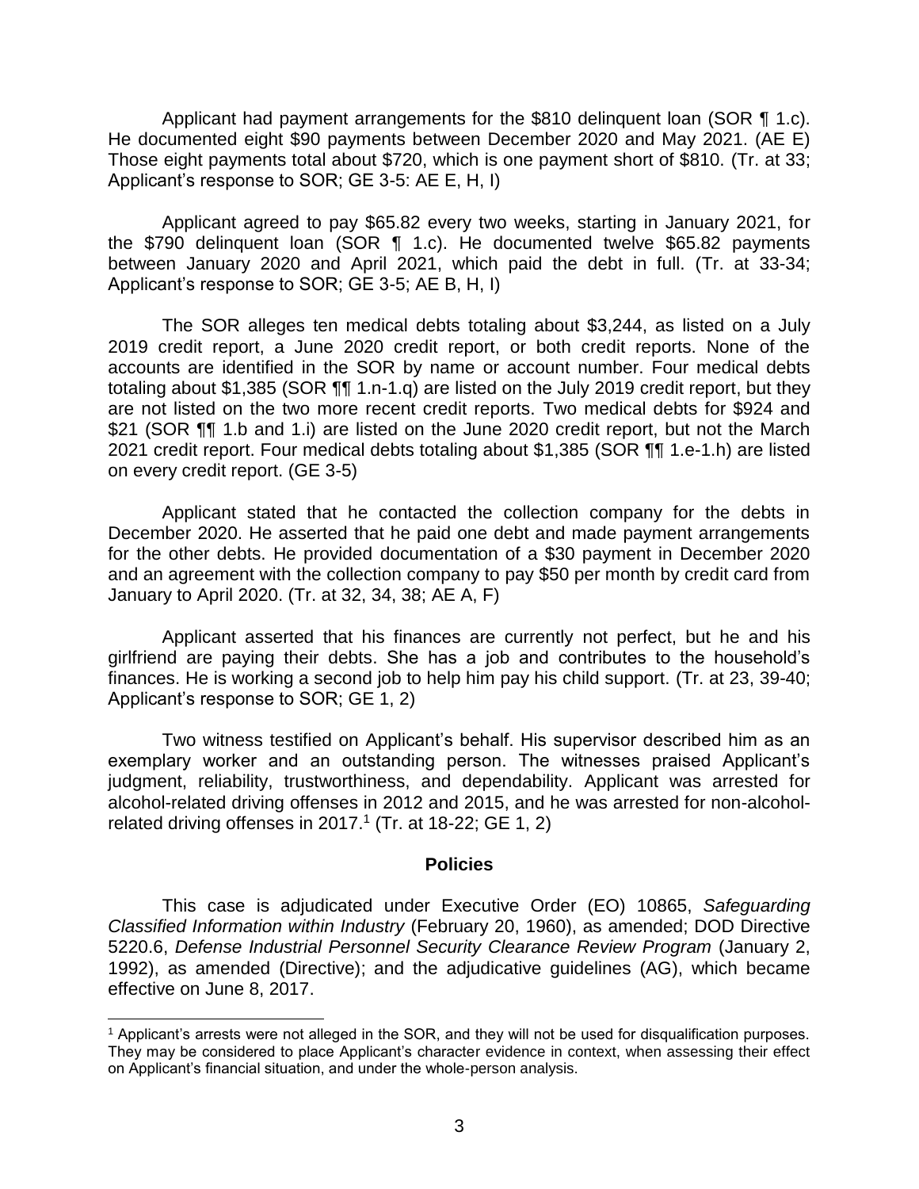Applicant had payment arrangements for the $810 delinquent loan (SOR ¶ 1.c). He documented eight $90 payments between December 2020 and May 2021. (AE E) Those eight payments total about $720, which is one payment short of $810. (Tr. at 33; Applicant's response to SOR; GE 3-5: AE E, H, I)

Applicant agreed to pay $65.82 every two weeks, starting in January 2021, for the $790 delinquent loan (SOR ¶ 1.c). He documented twelve $65.82 payments between January 2020 and April 2021, which paid the debt in full. (Tr. at 33-34; Applicant's response to SOR; GE 3-5; AE B, H, I)

The SOR alleges ten medical debts totaling about $3,244, as listed on a July 2019 credit report, a June 2020 credit report, or both credit reports. None of the accounts are identified in the SOR by name or account number. Four medical debts totaling about $1,385 (SOR ¶¶ 1.n-1.q) are listed on the July 2019 credit report, but they are not listed on the two more recent credit reports. Two medical debts for $924 and $21 (SOR ¶¶ 1.b and 1.i) are listed on the June 2020 credit report, but not the March 2021 credit report. Four medical debts totaling about $1,385 (SOR ¶¶ 1.e-1.h) are listed on every credit report. (GE 3-5)

Applicant stated that he contacted the collection company for the debts in December 2020. He asserted that he paid one debt and made payment arrangements for the other debts. He provided documentation of a $30 payment in December 2020 and an agreement with the collection company to pay $50 per month by credit card from January to April 2020. (Tr. at 32, 34, 38; AE A, F)

Applicant asserted that his finances are currently not perfect, but he and his girlfriend are paying their debts. She has a job and contributes to the household's finances. He is working a second job to help him pay his child support. (Tr. at 23, 39-40; Applicant's response to SOR; GE 1, 2)

Two witness testified on Applicant's behalf. His supervisor described him as an exemplary worker and an outstanding person. The witnesses praised Applicant's judgment, reliability, trustworthiness, and dependability. Applicant was arrested for alcohol-related driving offenses in 2012 and 2015, and he was arrested for non-alcohol-related driving offenses in 2017.[1] (Tr. at 18-22; GE 1, 2)

## Policies

This case is adjudicated under Executive Order (EO) 10865, *Safeguarding Classified Information within Industry* (February 20, 1960), as amended; DOD Directive 5220.6, *Defense Industrial Personnel Security Clearance Review Program* (January 2, 1992), as amended (Directive); and the adjudicative guidelines (AG), which became effective on June 8, 2017.

---

[1] Applicant's arrests were not alleged in the SOR, and they will not be used for disqualification purposes. They may be considered to place Applicant's character evidence in context, when assessing their effect on Applicant's financial situation, and under the whole-person analysis.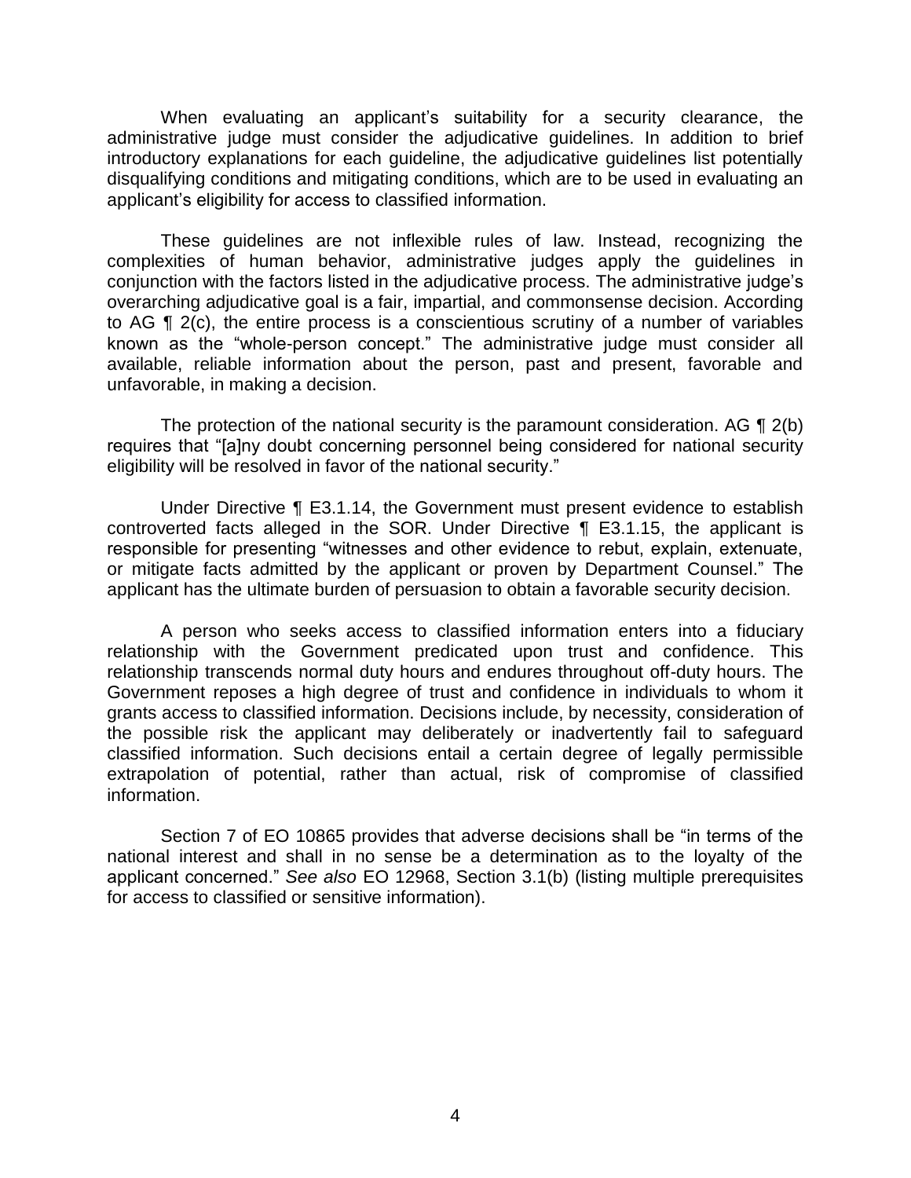When evaluating an applicant's suitability for a security clearance, the administrative judge must consider the adjudicative guidelines. In addition to brief introductory explanations for each guideline, the adjudicative guidelines list potentially disqualifying conditions and mitigating conditions, which are to be used in evaluating an applicant's eligibility for access to classified information.

These guidelines are not inflexible rules of law. Instead, recognizing the complexities of human behavior, administrative judges apply the guidelines in conjunction with the factors listed in the adjudicative process. The administrative judge's overarching adjudicative goal is a fair, impartial, and commonsense decision. According to AG ¶ 2(c), the entire process is a conscientious scrutiny of a number of variables known as the "whole-person concept." The administrative judge must consider all available, reliable information about the person, past and present, favorable and unfavorable, in making a decision.

The protection of the national security is the paramount consideration. AG ¶ 2(b) requires that "[a]ny doubt concerning personnel being considered for national security eligibility will be resolved in favor of the national security."

Under Directive ¶ E3.1.14, the Government must present evidence to establish controverted facts alleged in the SOR. Under Directive ¶ E3.1.15, the applicant is responsible for presenting "witnesses and other evidence to rebut, explain, extenuate, or mitigate facts admitted by the applicant or proven by Department Counsel." The applicant has the ultimate burden of persuasion to obtain a favorable security decision.

A person who seeks access to classified information enters into a fiduciary relationship with the Government predicated upon trust and confidence. This relationship transcends normal duty hours and endures throughout off-duty hours. The Government reposes a high degree of trust and confidence in individuals to whom it grants access to classified information. Decisions include, by necessity, consideration of the possible risk the applicant may deliberately or inadvertently fail to safeguard classified information. Such decisions entail a certain degree of legally permissible extrapolation of potential, rather than actual, risk of compromise of classified information.

Section 7 of EO 10865 provides that adverse decisions shall be "in terms of the national interest and shall in no sense be a determination as to the loyalty of the applicant concerned." *See also* EO 12968, Section 3.1(b) (listing multiple prerequisites for access to classified or sensitive information).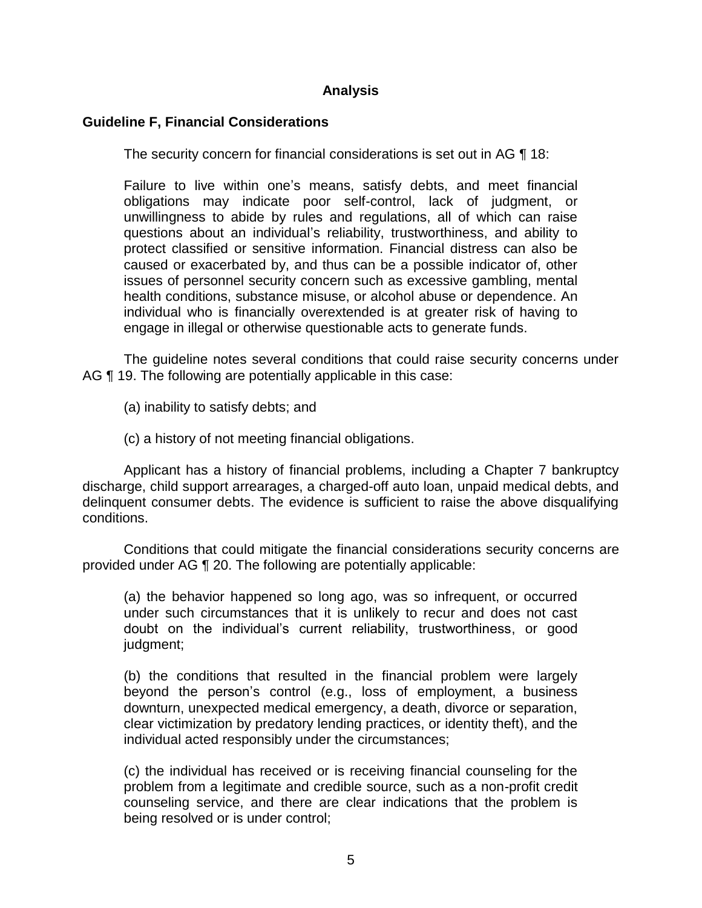**Analysis**

**Guideline F, Financial Considerations**

The security concern for financial considerations is set out in AG ¶ 18:

> Failure to live within one's means, satisfy debts, and meet financial obligations may indicate poor self-control, lack of judgment, or unwillingness to abide by rules and regulations, all of which can raise questions about an individual's reliability, trustworthiness, and ability to protect classified or sensitive information. Financial distress can also be caused or exacerbated by, and thus can be a possible indicator of, other issues of personnel security concern such as excessive gambling, mental health conditions, substance misuse, or alcohol abuse or dependence. An individual who is financially overextended is at greater risk of having to engage in illegal or otherwise questionable acts to generate funds.

The guideline notes several conditions that could raise security concerns under AG ¶ 19. The following are potentially applicable in this case:

> (a) inability to satisfy debts; and
>
> (c) a history of not meeting financial obligations.

Applicant has a history of financial problems, including a Chapter 7 bankruptcy discharge, child support arrearages, a charged-off auto loan, unpaid medical debts, and delinquent consumer debts. The evidence is sufficient to raise the above disqualifying conditions.

Conditions that could mitigate the financial considerations security concerns are provided under AG ¶ 20. The following are potentially applicable:

> (a) the behavior happened so long ago, was so infrequent, or occurred under such circumstances that it is unlikely to recur and does not cast doubt on the individual's current reliability, trustworthiness, or good judgment;
>
> (b) the conditions that resulted in the financial problem were largely beyond the person's control (e.g., loss of employment, a business downturn, unexpected medical emergency, a death, divorce or separation, clear victimization by predatory lending practices, or identity theft), and the individual acted responsibly under the circumstances;
>
> (c) the individual has received or is receiving financial counseling for the problem from a legitimate and credible source, such as a non-profit credit counseling service, and there are clear indications that the problem is being resolved or is under control;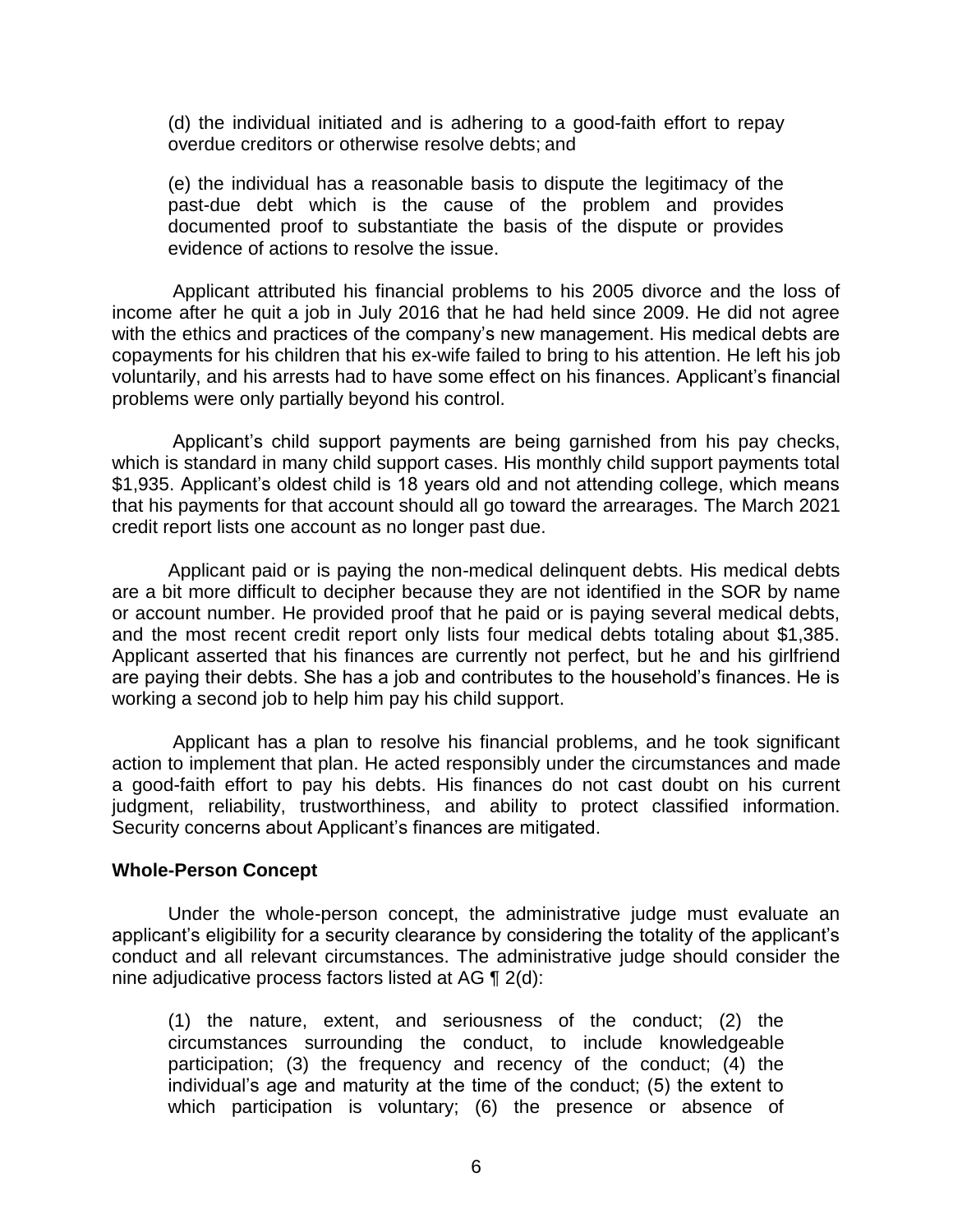> (d) the individual initiated and is adhering to a good-faith effort to repay overdue creditors or otherwise resolve debts; and
>
> (e) the individual has a reasonable basis to dispute the legitimacy of the past-due debt which is the cause of the problem and provides documented proof to substantiate the basis of the dispute or provides evidence of actions to resolve the issue.

Applicant attributed his financial problems to his 2005 divorce and the loss of income after he quit a job in July 2016 that he had held since 2009. He did not agree with the ethics and practices of the company's new management. His medical debts are copayments for his children that his ex-wife failed to bring to his attention. He left his job voluntarily, and his arrests had to have some effect on his finances. Applicant's financial problems were only partially beyond his control.

Applicant's child support payments are being garnished from his pay checks, which is standard in many child support cases. His monthly child support payments total $1,935. Applicant's oldest child is 18 years old and not attending college, which means that his payments for that account should all go toward the arrearages. The March 2021 credit report lists one account as no longer past due.

Applicant paid or is paying the non-medical delinquent debts. His medical debts are a bit more difficult to decipher because they are not identified in the SOR by name or account number. He provided proof that he paid or is paying several medical debts, and the most recent credit report only lists four medical debts totaling about $1,385. Applicant asserted that his finances are currently not perfect, but he and his girlfriend are paying their debts. She has a job and contributes to the household's finances. He is working a second job to help him pay his child support.

Applicant has a plan to resolve his financial problems, and he took significant action to implement that plan. He acted responsibly under the circumstances and made a good-faith effort to pay his debts. His finances do not cast doubt on his current judgment, reliability, trustworthiness, and ability to protect classified information. Security concerns about Applicant's finances are mitigated.

**Whole-Person Concept**

Under the whole-person concept, the administrative judge must evaluate an applicant's eligibility for a security clearance by considering the totality of the applicant's conduct and all relevant circumstances. The administrative judge should consider the nine adjudicative process factors listed at AG ¶ 2(d):

> (1) the nature, extent, and seriousness of the conduct; (2) the circumstances surrounding the conduct, to include knowledgeable participation; (3) the frequency and recency of the conduct; (4) the individual's age and maturity at the time of the conduct; (5) the extent to which participation is voluntary; (6) the presence or absence of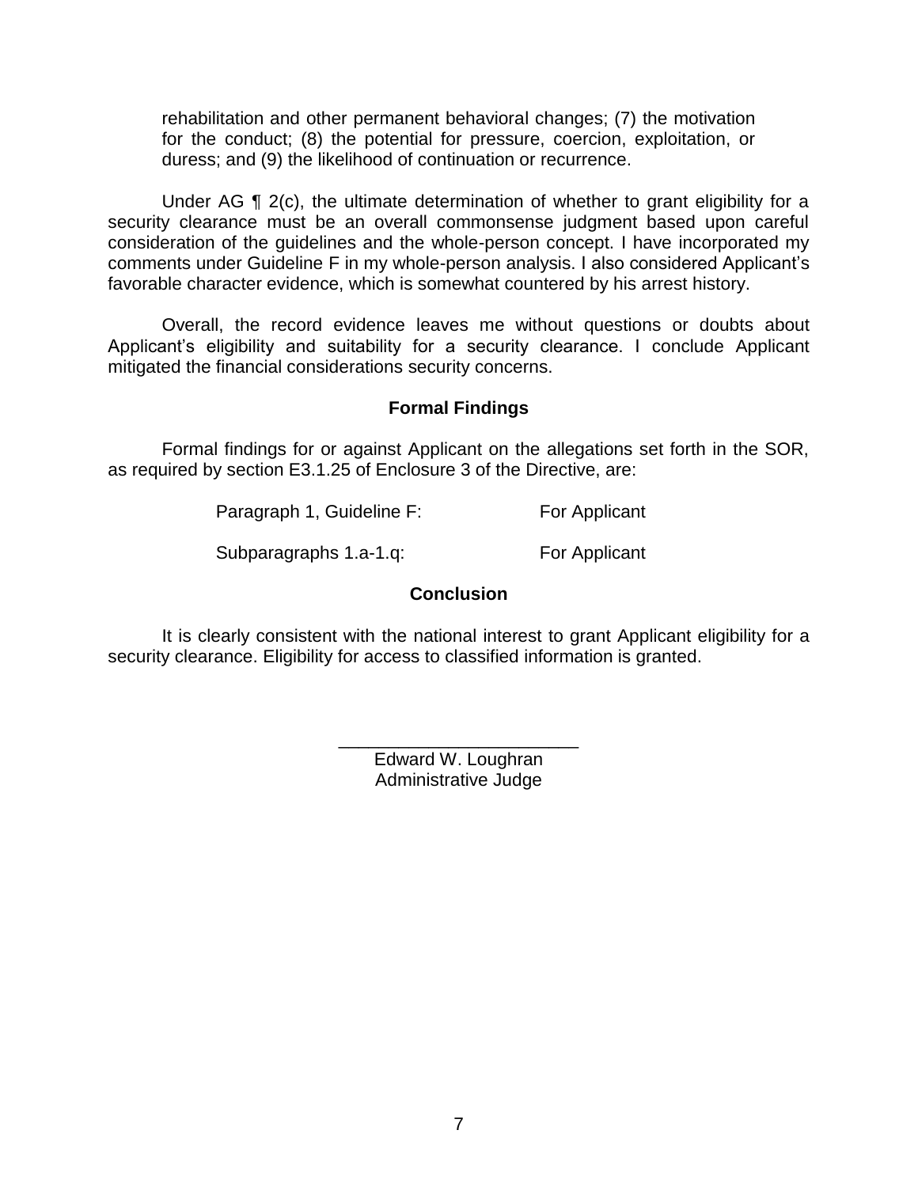rehabilitation and other permanent behavioral changes; (7) the motivation for the conduct; (8) the potential for pressure, coercion, exploitation, or duress; and (9) the likelihood of continuation or recurrence.

Under AG ¶ 2(c), the ultimate determination of whether to grant eligibility for a security clearance must be an overall commonsense judgment based upon careful consideration of the guidelines and the whole-person concept. I have incorporated my comments under Guideline F in my whole-person analysis. I also considered Applicant's favorable character evidence, which is somewhat countered by his arrest history.

Overall, the record evidence leaves me without questions or doubts about Applicant's eligibility and suitability for a security clearance. I conclude Applicant mitigated the financial considerations security concerns.

## Formal Findings

Formal findings for or against Applicant on the allegations set forth in the SOR, as required by section E3.1.25 of Enclosure 3 of the Directive, are:

| | |
|---|---|
| Paragraph 1, Guideline F: | For Applicant |
| Subparagraphs 1.a-1.q: | For Applicant |

## Conclusion

It is clearly consistent with the national interest to grant Applicant eligibility for a security clearance. Eligibility for access to classified information is granted.

________________________

Edward W. Loughran
Administrative Judge